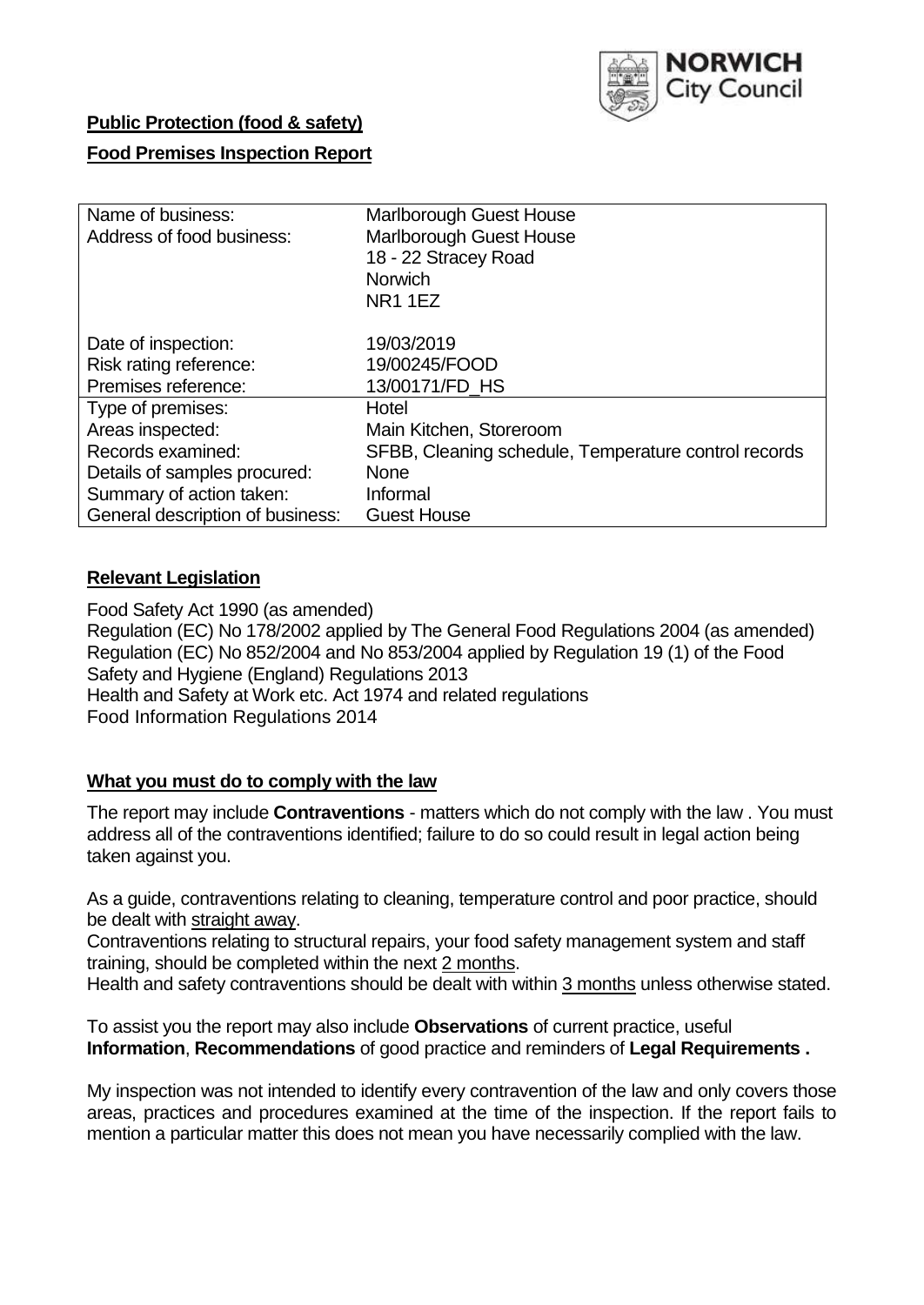**Public Protection (food & safety)**

**Food Premises Inspection Report**

| Name of business: | Marlborough Guest House |
|---|---|
| Address of food business: | Marlborough Guest House<br>18 - 22 Stracey Road<br>Norwich<br>NR1 1EZ |
| Date of inspection: | 19/03/2019 |
| Risk rating reference: | 19/00245/FOOD |
| Premises reference: | 13/00171/FD_HS |
| Type of premises: | Hotel |
| Areas inspected: | Main Kitchen, Storeroom |
| Records examined: | SFBB, Cleaning schedule, Temperature control records |
| Details of samples procured: | None |
| Summary of action taken: | Informal |
| General description of business: | Guest House |

**Relevant Legislation**

Food Safety Act 1990 (as amended)
Regulation (EC) No 178/2002 applied by The General Food Regulations 2004 (as amended)
Regulation (EC) No 852/2004 and No 853/2004 applied by Regulation 19 (1) of the Food Safety and Hygiene (England) Regulations 2013
Health and Safety at Work etc. Act 1974 and related regulations
Food Information Regulations 2014

**What you must do to comply with the law**

The report may include **Contraventions** - matters which do not comply with the law . You must address all of the contraventions identified; failure to do so could result in legal action being taken against you.

As a guide, contraventions relating to cleaning, temperature control and poor practice, should be dealt with straight away.
Contraventions relating to structural repairs, your food safety management system and staff training, should be completed within the next 2 months.
Health and safety contraventions should be dealt with within 3 months unless otherwise stated.

To assist you the report may also include **Observations** of current practice, useful **Information**, **Recommendations** of good practice and reminders of **Legal Requirements .**

My inspection was not intended to identify every contravention of the law and only covers those areas, practices and procedures examined at the time of the inspection. If the report fails to mention a particular matter this does not mean you have necessarily complied with the law.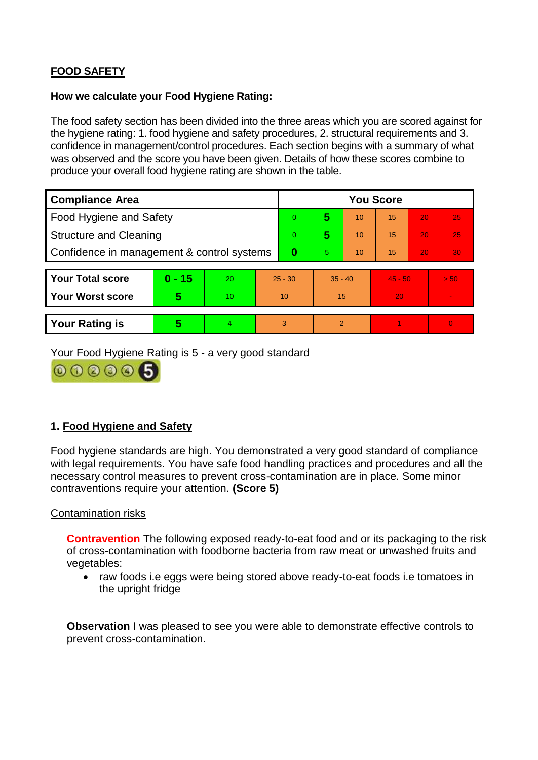**FOOD SAFETY**

**How we calculate your Food Hygiene Rating:**

The food safety section has been divided into the three areas which you are scored against for the hygiene rating: 1. food hygiene and safety procedures, 2. structural requirements and 3. confidence in management/control procedures. Each section begins with a summary of what was observed and the score you have been given. Details of how these scores combine to produce your overall food hygiene rating are shown in the table.

| Compliance Area | You Score | | | | | |
|---|---|---|---|---|---|---|
| Food Hygiene and Safety | 0 | **5** | 10 | 15 | 20 | 25 |
| Structure and Cleaning | 0 | **5** | 10 | 15 | 20 | 25 |
| Confidence in management & control systems | **0** | 5 | 10 | 15 | 20 | 30 |

| | | | | | | |
|---|---|---|---|---|---|---|
| **Your Total score** | **0 - 15** | 20 | 25 - 30 | 35 - 40 | 45 - 50 | > 50 |
| **Your Worst score** | **5** | 10 | 10 | 15 | 20 | - |

| | | | | | | |
|---|---|---|---|---|---|---|
| **Your Rating is** | **5** | 4 | 3 | 2 | 1 | 0 |

Your Food Hygiene Rating is 5 - a very good standard

## 1. Food Hygiene and Safety

Food hygiene standards are high. You demonstrated a very good standard of compliance with legal requirements. You have safe food handling practices and procedures and all the necessary control measures to prevent cross-contamination are in place. Some minor contraventions require your attention. **(Score 5)**

Contamination risks

**Contravention** The following exposed ready-to-eat food and or its packaging to the risk of cross-contamination with foodborne bacteria from raw meat or unwashed fruits and vegetables:

- raw foods i.e eggs were being stored above ready-to-eat foods i.e tomatoes in the upright fridge

**Observation** I was pleased to see you were able to demonstrate effective controls to prevent cross-contamination.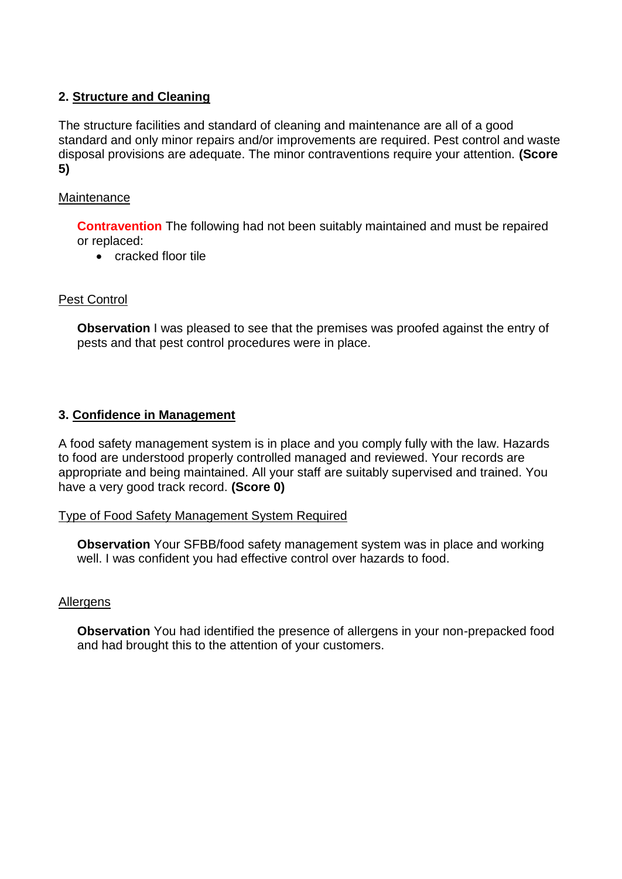## 2. Structure and Cleaning

The structure facilities and standard of cleaning and maintenance are all of a good standard and only minor repairs and/or improvements are required. Pest control and waste disposal provisions are adequate. The minor contraventions require your attention. **(Score 5)**

Maintenance

**Contravention** The following had not been suitably maintained and must be repaired or replaced:

- cracked floor tile

Pest Control

**Observation** I was pleased to see that the premises was proofed against the entry of pests and that pest control procedures were in place.

## 3. Confidence in Management

A food safety management system is in place and you comply fully with the law. Hazards to food are understood properly controlled managed and reviewed. Your records are appropriate and being maintained. All your staff are suitably supervised and trained. You have a very good track record. **(Score 0)**

Type of Food Safety Management System Required

**Observation** Your SFBB/food safety management system was in place and working well. I was confident you had effective control over hazards to food.

Allergens

**Observation** You had identified the presence of allergens in your non-prepacked food and had brought this to the attention of your customers.